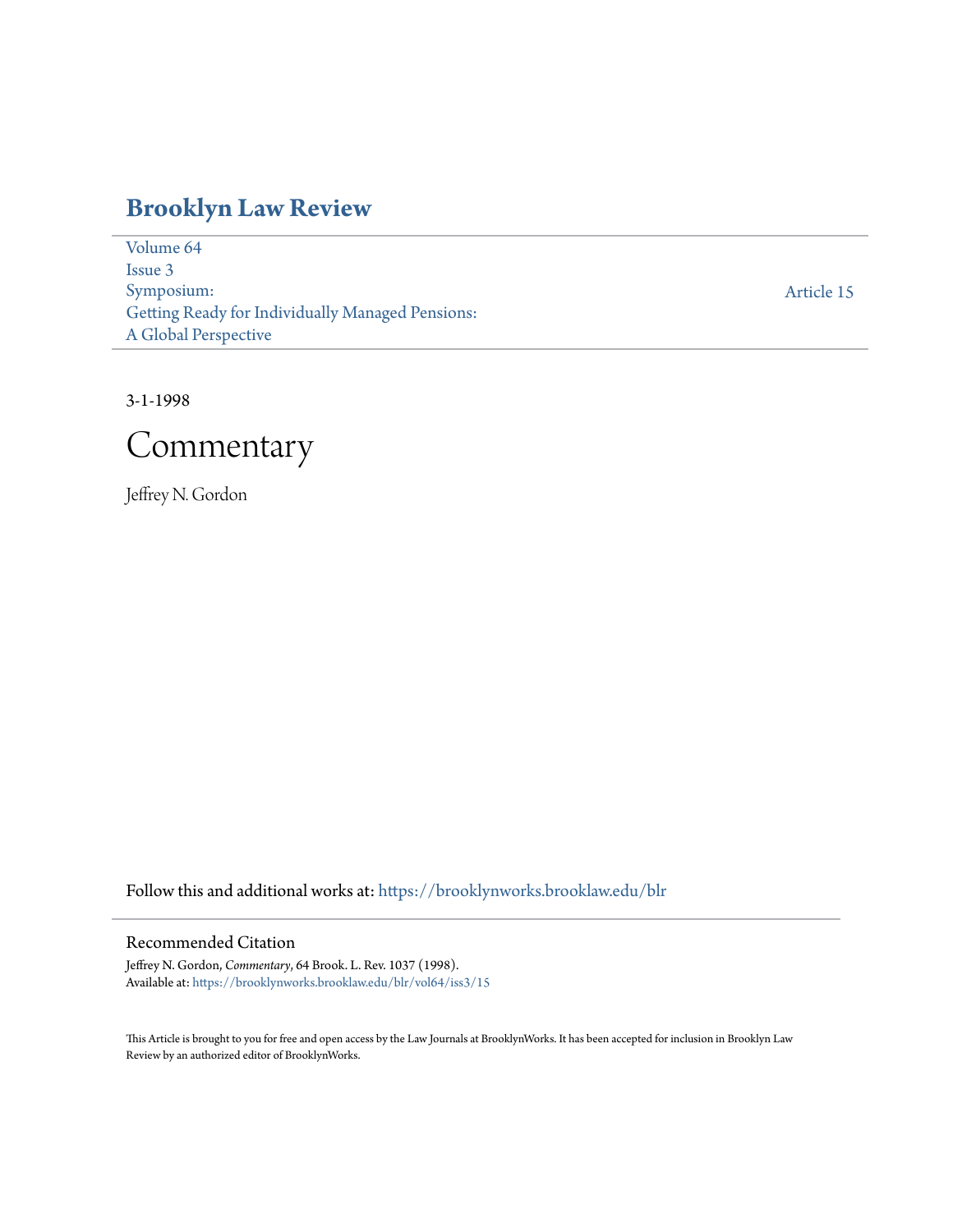# Brooklyn Law Review

Volume 64
Issue 3
Symposium:
Getting Ready for Individually Managed Pensions:
A Global Perspective

Article 15

3-1-1998

# Commentary

Jeffrey N. Gordon

Follow this and additional works at: https://brooklynworks.brooklaw.edu/blr

## Recommended Citation

Jeffrey N. Gordon, *Commentary*, 64 Brook. L. Rev. 1037 (1998).
Available at: https://brooklynworks.brooklaw.edu/blr/vol64/iss3/15

This Article is brought to you for free and open access by the Law Journals at BrooklynWorks. It has been accepted for inclusion in Brooklyn Law Review by an authorized editor of BrooklynWorks.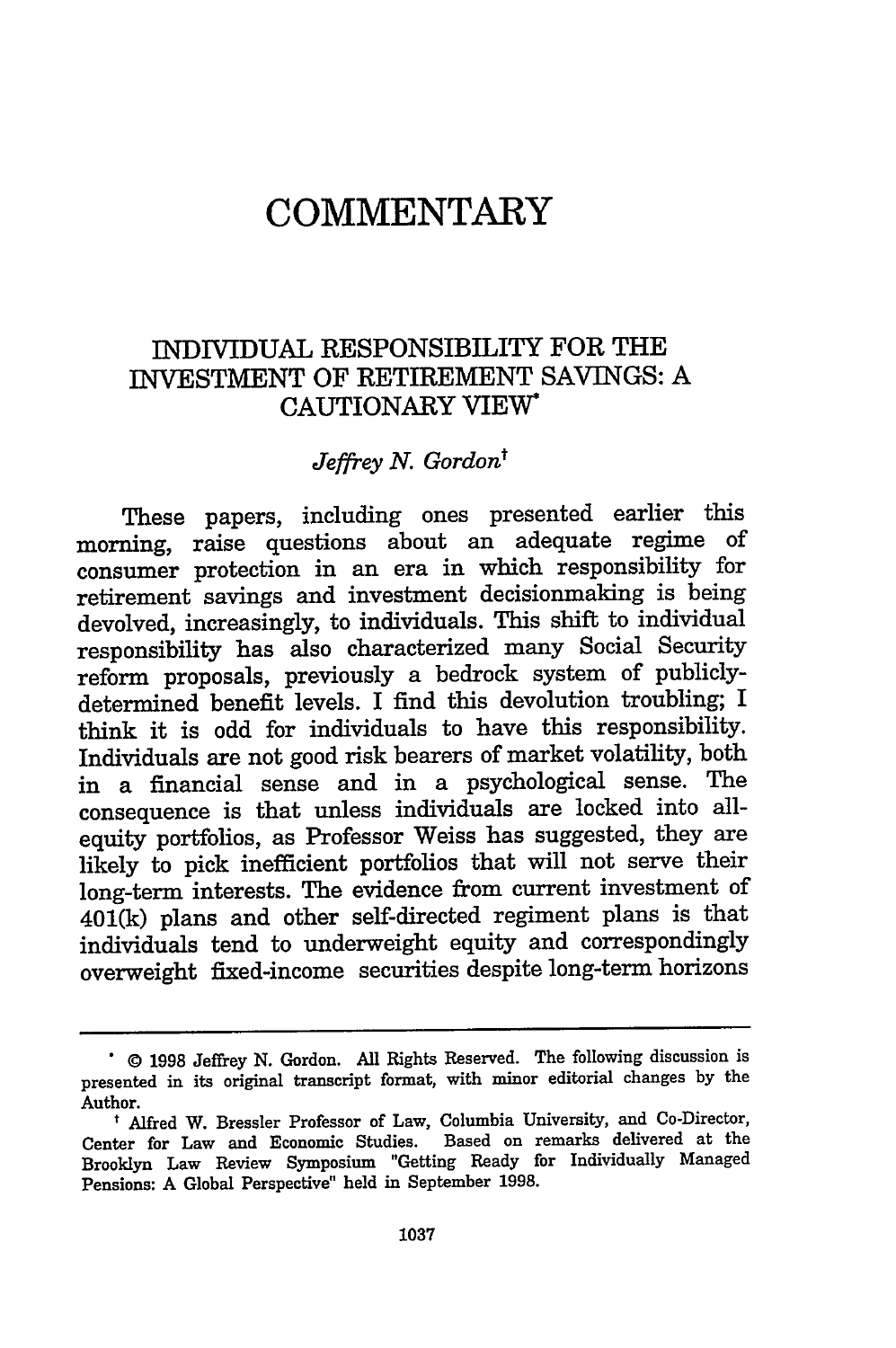# COMMENTARY

## INDIVIDUAL RESPONSIBILITY FOR THE INVESTMENT OF RETIREMENT SAVINGS: A CAUTIONARY VIEW*

*Jeffrey N. Gordon*†

These papers, including ones presented earlier this morning, raise questions about an adequate regime of consumer protection in an era in which responsibility for retirement savings and investment decisionmaking is being devolved, increasingly, to individuals. This shift to individual responsibility has also characterized many Social Security reform proposals, previously a bedrock system of publicly-determined benefit levels. I find this devolution troubling; I think it is odd for individuals to have this responsibility. Individuals are not good risk bearers of market volatility, both in a financial sense and in a psychological sense. The consequence is that unless individuals are locked into all-equity portfolios, as Professor Weiss has suggested, they are likely to pick inefficient portfolios that will not serve their long-term interests. The evidence from current investment of 401(k) plans and other self-directed regiment plans is that individuals tend to underweight equity and correspondingly overweight fixed-income securities despite long-term horizons

---

\* © 1998 Jeffrey N. Gordon. All Rights Reserved. The following discussion is presented in its original transcript format, with minor editorial changes by the Author.

† Alfred W. Bressler Professor of Law, Columbia University, and Co-Director, Center for Law and Economic Studies. Based on remarks delivered at the Brooklyn Law Review Symposium "Getting Ready for Individually Managed Pensions: A Global Perspective" held in September 1998.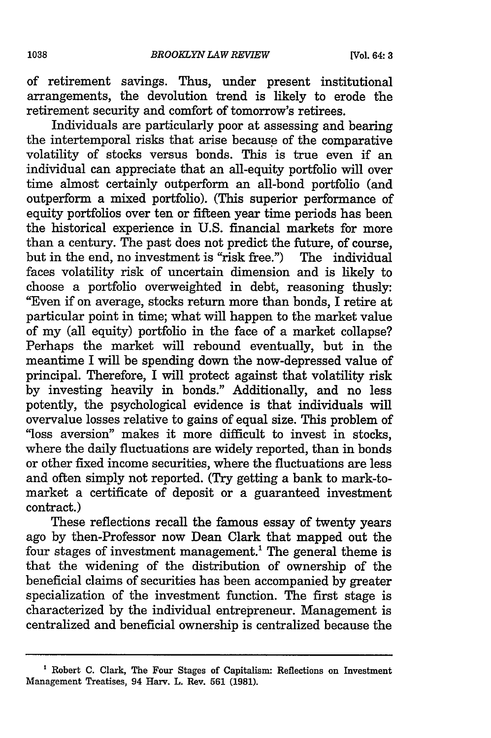of retirement savings. Thus, under present institutional arrangements, the devolution trend is likely to erode the retirement security and comfort of tomorrow's retirees.

Individuals are particularly poor at assessing and bearing the intertemporal risks that arise because of the comparative volatility of stocks versus bonds. This is true even if an individual can appreciate that an all-equity portfolio will over time almost certainly outperform an all-bond portfolio (and outperform a mixed portfolio). (This superior performance of equity portfolios over ten or fifteen year time periods has been the historical experience in U.S. financial markets for more than a century. The past does not predict the future, of course, but in the end, no investment is "risk free.") The individual faces volatility risk of uncertain dimension and is likely to choose a portfolio overweighted in debt, reasoning thusly: "Even if on average, stocks return more than bonds, I retire at particular point in time; what will happen to the market value of my (all equity) portfolio in the face of a market collapse? Perhaps the market will rebound eventually, but in the meantime I will be spending down the now-depressed value of principal. Therefore, I will protect against that volatility risk by investing heavily in bonds." Additionally, and no less potently, the psychological evidence is that individuals will overvalue losses relative to gains of equal size. This problem of "loss aversion" makes it more difficult to invest in stocks, where the daily fluctuations are widely reported, than in bonds or other fixed income securities, where the fluctuations are less and often simply not reported. (Try getting a bank to mark-to-market a certificate of deposit or a guaranteed investment contract.)

These reflections recall the famous essay of twenty years ago by then-Professor now Dean Clark that mapped out the four stages of investment management.[1] The general theme is that the widening of the distribution of ownership of the beneficial claims of securities has been accompanied by greater specialization of the investment function. The first stage is characterized by the individual entrepreneur. Management is centralized and beneficial ownership is centralized because the

[1] Robert C. Clark, The Four Stages of Capitalism: Reflections on Investment Management Treatises, 94 Harv. L. Rev. 561 (1981).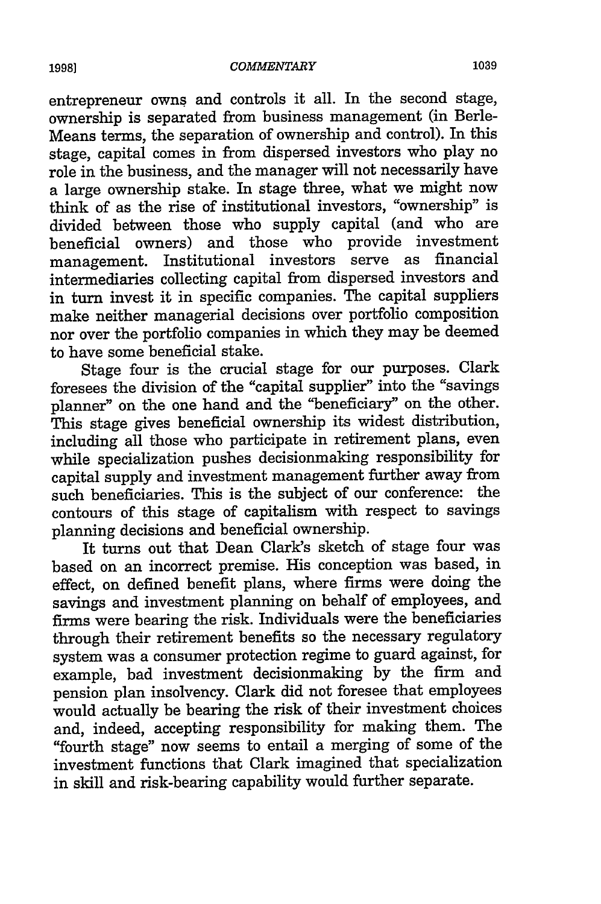entrepreneur owns and controls it all. In the second stage, ownership is separated from business management (in Berle-Means terms, the separation of ownership and control). In this stage, capital comes in from dispersed investors who play no role in the business, and the manager will not necessarily have a large ownership stake. In stage three, what we might now think of as the rise of institutional investors, "ownership" is divided between those who supply capital (and who are beneficial owners) and those who provide investment management. Institutional investors serve as financial intermediaries collecting capital from dispersed investors and in turn invest it in specific companies. The capital suppliers make neither managerial decisions over portfolio composition nor over the portfolio companies in which they may be deemed to have some beneficial stake.

Stage four is the crucial stage for our purposes. Clark foresees the division of the "capital supplier" into the "savings planner" on the one hand and the "beneficiary" on the other. This stage gives beneficial ownership its widest distribution, including all those who participate in retirement plans, even while specialization pushes decisionmaking responsibility for capital supply and investment management further away from such beneficiaries. This is the subject of our conference: the contours of this stage of capitalism with respect to savings planning decisions and beneficial ownership.

It turns out that Dean Clark's sketch of stage four was based on an incorrect premise. His conception was based, in effect, on defined benefit plans, where firms were doing the savings and investment planning on behalf of employees, and firms were bearing the risk. Individuals were the beneficiaries through their retirement benefits so the necessary regulatory system was a consumer protection regime to guard against, for example, bad investment decisionmaking by the firm and pension plan insolvency. Clark did not foresee that employees would actually be bearing the risk of their investment choices and, indeed, accepting responsibility for making them. The "fourth stage" now seems to entail a merging of some of the investment functions that Clark imagined that specialization in skill and risk-bearing capability would further separate.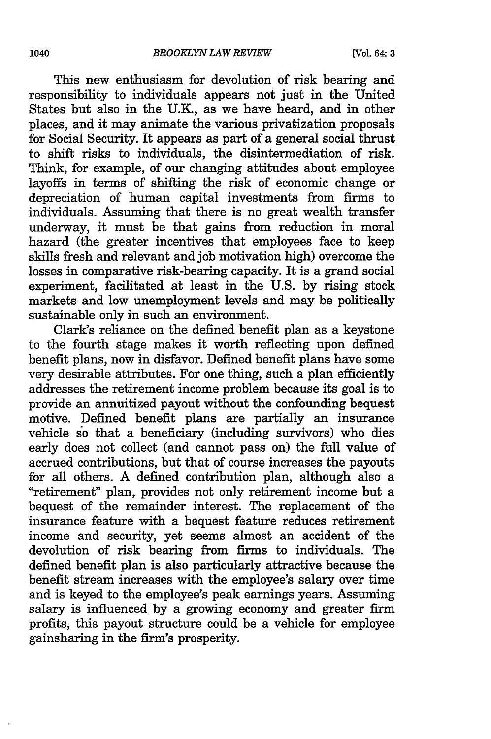This new enthusiasm for devolution of risk bearing and responsibility to individuals appears not just in the United States but also in the U.K., as we have heard, and in other places, and it may animate the various privatization proposals for Social Security. It appears as part of a general social thrust to shift risks to individuals, the disintermediation of risk. Think, for example, of our changing attitudes about employee layoffs in terms of shifting the risk of economic change or depreciation of human capital investments from firms to individuals. Assuming that there is no great wealth transfer underway, it must be that gains from reduction in moral hazard (the greater incentives that employees face to keep skills fresh and relevant and job motivation high) overcome the losses in comparative risk-bearing capacity. It is a grand social experiment, facilitated at least in the U.S. by rising stock markets and low unemployment levels and may be politically sustainable only in such an environment.

Clark's reliance on the defined benefit plan as a keystone to the fourth stage makes it worth reflecting upon defined benefit plans, now in disfavor. Defined benefit plans have some very desirable attributes. For one thing, such a plan efficiently addresses the retirement income problem because its goal is to provide an annuitized payout without the confounding bequest motive. Defined benefit plans are partially an insurance vehicle so that a beneficiary (including survivors) who dies early does not collect (and cannot pass on) the full value of accrued contributions, but that of course increases the payouts for all others. A defined contribution plan, although also a "retirement" plan, provides not only retirement income but a bequest of the remainder interest. The replacement of the insurance feature with a bequest feature reduces retirement income and security, yet seems almost an accident of the devolution of risk bearing from firms to individuals. The defined benefit plan is also particularly attractive because the benefit stream increases with the employee's salary over time and is keyed to the employee's peak earnings years. Assuming salary is influenced by a growing economy and greater firm profits, this payout structure could be a vehicle for employee gainsharing in the firm's prosperity.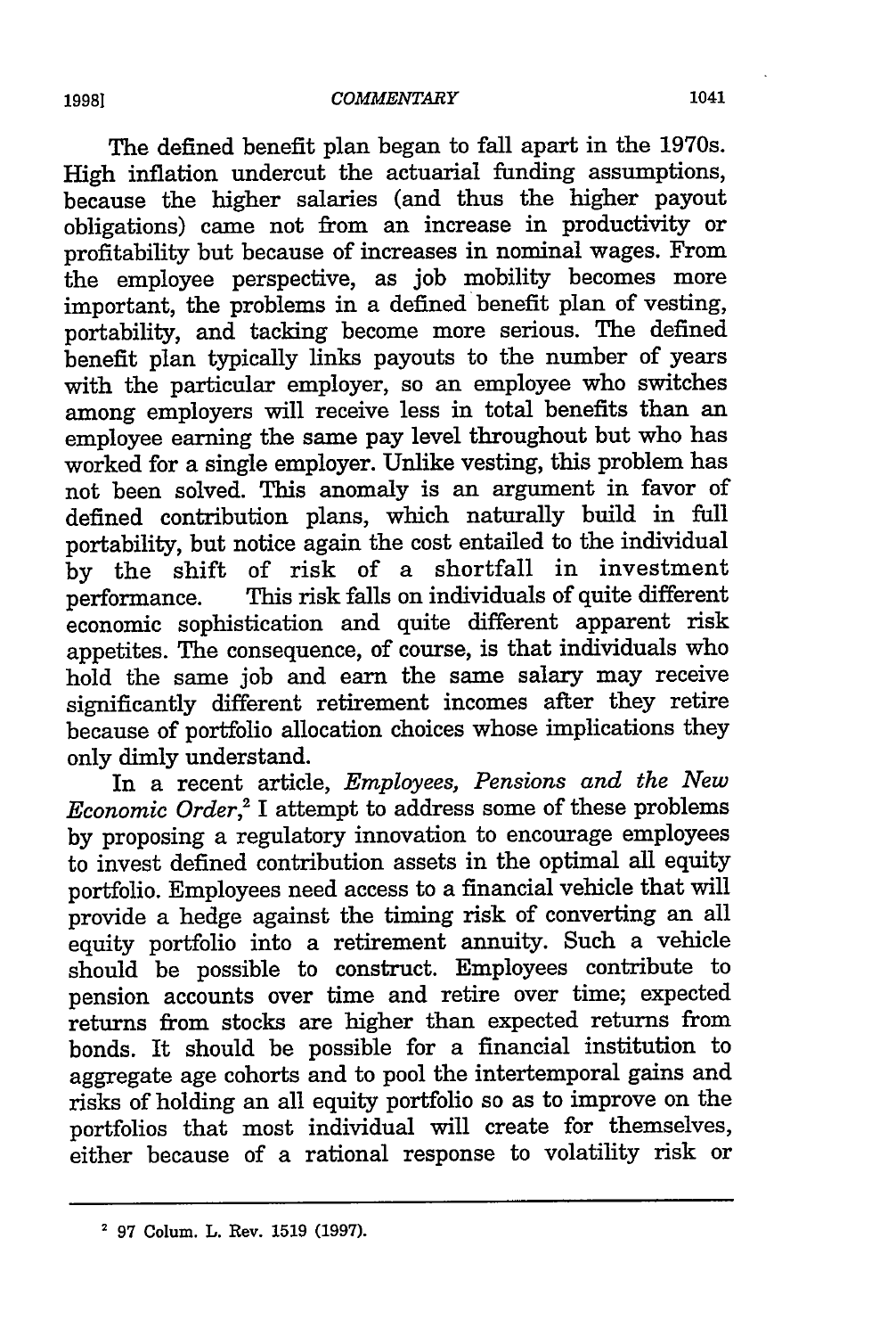The defined benefit plan began to fall apart in the 1970s. High inflation undercut the actuarial funding assumptions, because the higher salaries (and thus the higher payout obligations) came not from an increase in productivity or profitability but because of increases in nominal wages. From the employee perspective, as job mobility becomes more important, the problems in a defined benefit plan of vesting, portability, and tacking become more serious. The defined benefit plan typically links payouts to the number of years with the particular employer, so an employee who switches among employers will receive less in total benefits than an employee earning the same pay level throughout but who has worked for a single employer. Unlike vesting, this problem has not been solved. This anomaly is an argument in favor of defined contribution plans, which naturally build in full portability, but notice again the cost entailed to the individual by the shift of risk of a shortfall in investment performance. This risk falls on individuals of quite different economic sophistication and quite different apparent risk appetites. The consequence, of course, is that individuals who hold the same job and earn the same salary may receive significantly different retirement incomes after they retire because of portfolio allocation choices whose implications they only dimly understand.

In a recent article, *Employees, Pensions and the New Economic Order*,[2] I attempt to address some of these problems by proposing a regulatory innovation to encourage employees to invest defined contribution assets in the optimal all equity portfolio. Employees need access to a financial vehicle that will provide a hedge against the timing risk of converting an all equity portfolio into a retirement annuity. Such a vehicle should be possible to construct. Employees contribute to pension accounts over time and retire over time; expected returns from stocks are higher than expected returns from bonds. It should be possible for a financial institution to aggregate age cohorts and to pool the intertemporal gains and risks of holding an all equity portfolio so as to improve on the portfolios that most individual will create for themselves, either because of a rational response to volatility risk or

---

[2] 97 Colum. L. Rev. 1519 (1997).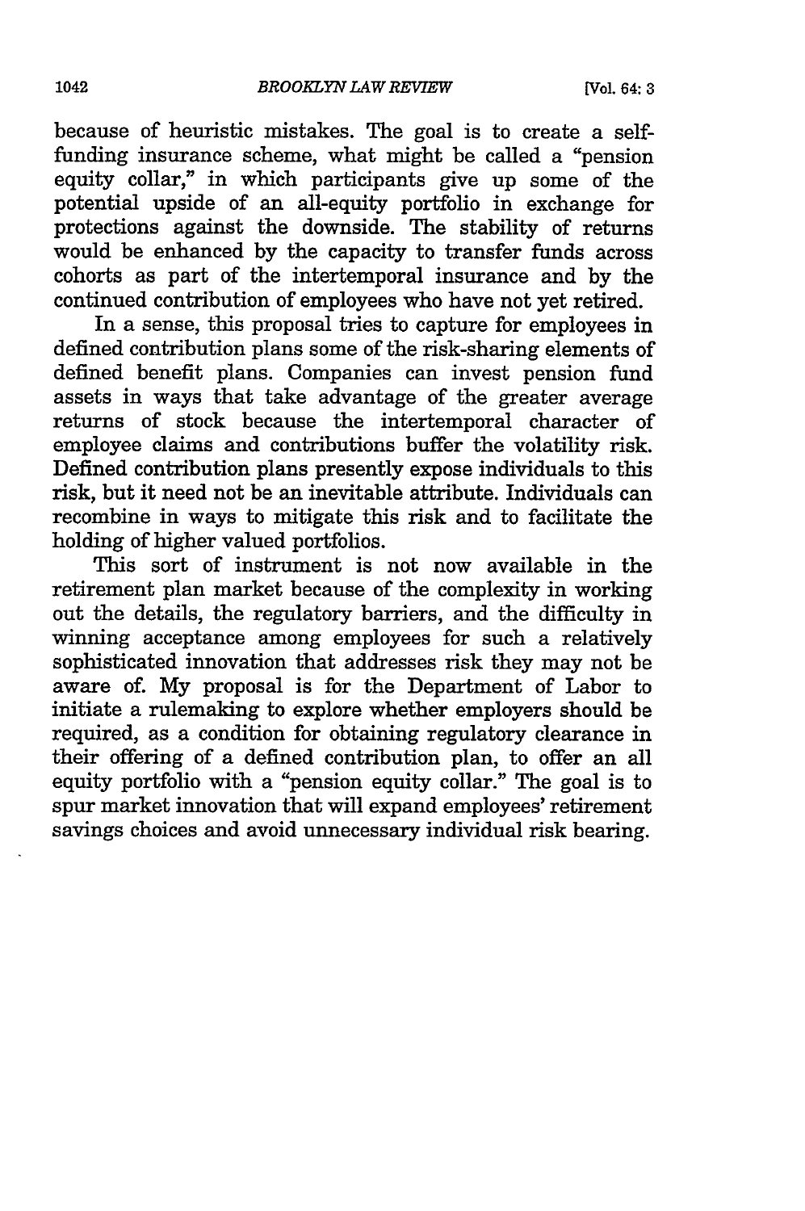because of heuristic mistakes. The goal is to create a self-funding insurance scheme, what might be called a "pension equity collar," in which participants give up some of the potential upside of an all-equity portfolio in exchange for protections against the downside. The stability of returns would be enhanced by the capacity to transfer funds across cohorts as part of the intertemporal insurance and by the continued contribution of employees who have not yet retired.

In a sense, this proposal tries to capture for employees in defined contribution plans some of the risk-sharing elements of defined benefit plans. Companies can invest pension fund assets in ways that take advantage of the greater average returns of stock because the intertemporal character of employee claims and contributions buffer the volatility risk. Defined contribution plans presently expose individuals to this risk, but it need not be an inevitable attribute. Individuals can recombine in ways to mitigate this risk and to facilitate the holding of higher valued portfolios.

This sort of instrument is not now available in the retirement plan market because of the complexity in working out the details, the regulatory barriers, and the difficulty in winning acceptance among employees for such a relatively sophisticated innovation that addresses risk they may not be aware of. My proposal is for the Department of Labor to initiate a rulemaking to explore whether employers should be required, as a condition for obtaining regulatory clearance in their offering of a defined contribution plan, to offer an all equity portfolio with a "pension equity collar." The goal is to spur market innovation that will expand employees' retirement savings choices and avoid unnecessary individual risk bearing.